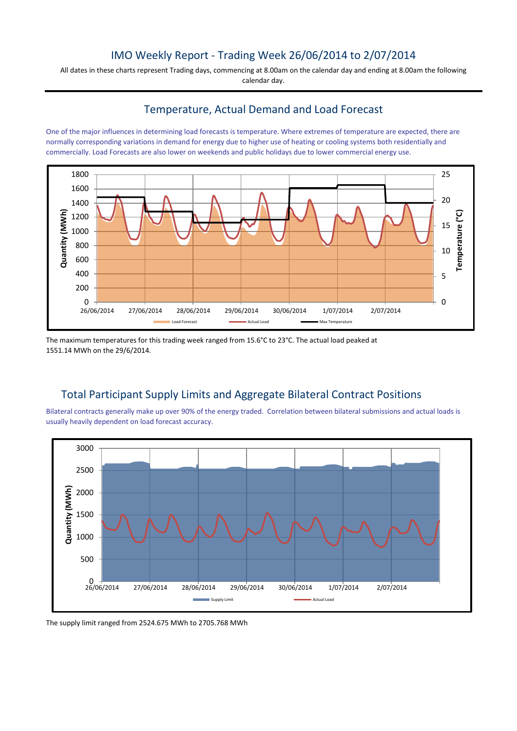# IMO Weekly Report - Trading Week 26/06/2014 to 2/07/2014

All dates in these charts represent Trading days, commencing at 8.00am on the calendar day and ending at 8.00am the following calendar day.

## Temperature, Actual Demand and Load Forecast

One of the major influences in determining load forecasts is temperature. Where extremes of temperature are expected, there are normally corresponding variations in demand for energy due to higher use of heating or cooling systems both residentially and commercially. Load Forecasts are also lower on weekends and public holidays due to lower commercial energy use.

The maximum temperatures for this trading week ranged from 15.6°C to 23°C. The actual load peaked at 1551.14 MWh on the 29/6/2014.

## Total Participant Supply Limits and Aggregate Bilateral Contract Positions

Bilateral contracts generally make up over 90% of the energy traded. Correlation between bilateral submissions and actual loads is usually heavily dependent on load forecast accuracy.

The supply limit ranged from 2524.675 MWh to 2705.768 MWh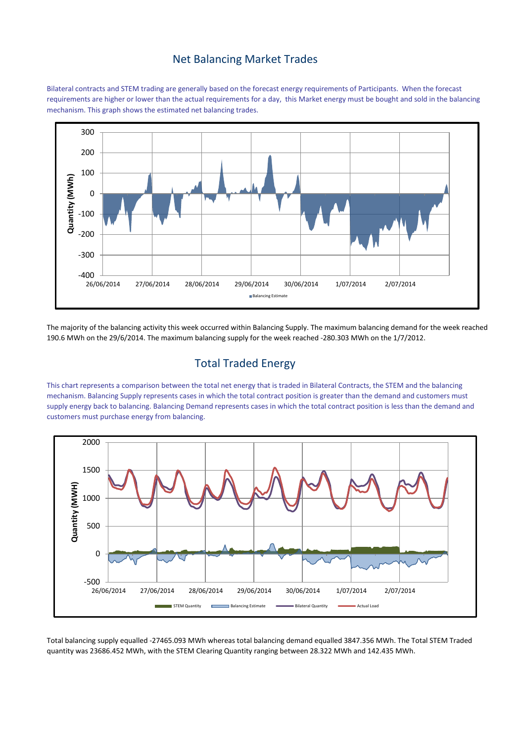## Net Balancing Market Trades

Bilateral contracts and STEM trading are generally based on the forecast energy requirements of Participants. When the forecast requirements are higher or lower than the actual requirements for a day, this Market energy must be bought and sold in the balancing mechanism. This graph shows the estimated net balancing trades.

The majority of the balancing activity this week occurred within Balancing Supply. The maximum balancing demand for the week reached 190.6 MWh on the 29/6/2014. The maximum balancing supply for the week reached -280.303 MWh on the 1/7/2012.

## Total Traded Energy

This chart represents a comparison between the total net energy that is traded in Bilateral Contracts, the STEM and the balancing mechanism. Balancing Supply represents cases in which the total contract position is greater than the demand and customers must supply energy back to balancing. Balancing Demand represents cases in which the total contract position is less than the demand and customers must purchase energy from balancing.

Total balancing supply equalled -27465.093 MWh whereas total balancing demand equalled 3847.356 MWh. The Total STEM Traded quantity was 23686.452 MWh, with the STEM Clearing Quantity ranging between 28.322 MWh and 142.435 MWh.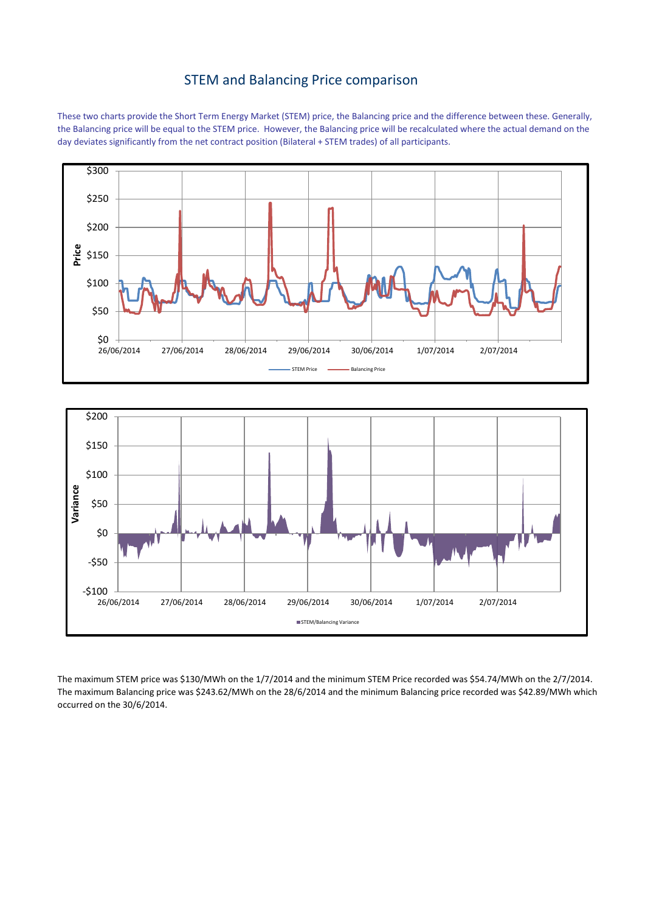# STEM and Balancing Price comparison

These two charts provide the Short Term Energy Market (STEM) price, the Balancing price and the difference between these. Generally, the Balancing price will be equal to the STEM price. However, the Balancing price will be recalculated where the actual demand on the day deviates significantly from the net contract position (Bilateral + STEM trades) of all participants.

Price

$300
$250
$200
$150
$100
$50
$0

26/06/2014 27/06/2014 28/06/2014 29/06/2014 30/06/2014 1/07/2014 2/07/2014

STEM Price — Balancing Price

Variance

$200
$150
$100
$50
$0
-$50
-$100

26/06/2014 27/06/2014 28/06/2014 29/06/2014 30/06/2014 1/07/2014 2/07/2014

STEM/Balancing Variance

The maximum STEM price was $130/MWh on the 1/7/2014 and the minimum STEM Price recorded was $54.74/MWh on the 2/7/2014. The maximum Balancing price was $243.62/MWh on the 28/6/2014 and the minimum Balancing price recorded was $42.89/MWh which occurred on the 30/6/2014.